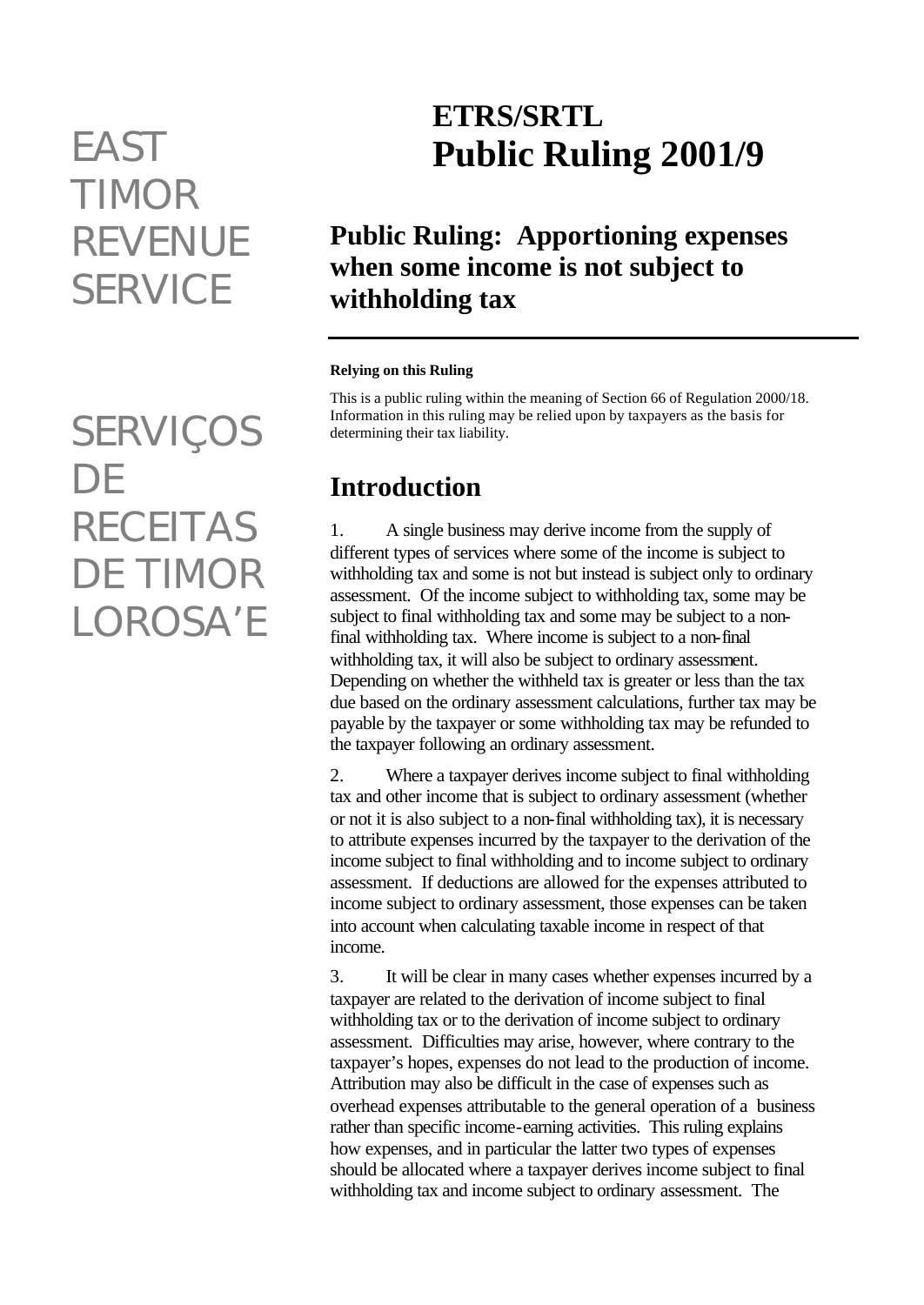EAST TIMOR REVENUE SERVICE

SERVIÇOS DE RECEITAS DE TIMOR LOROSA'E

# ETRS/SRTL
# Public Ruling 2001/9

## Public Ruling: Apportioning expenses when some income is not subject to withholding tax

**Relying on this Ruling**

This is a public ruling within the meaning of Section 66 of Regulation 2000/18. Information in this ruling may be relied upon by taxpayers as the basis for determining their tax liability.

## Introduction

1. A single business may derive income from the supply of different types of services where some of the income is subject to withholding tax and some is not but instead is subject only to ordinary assessment. Of the income subject to withholding tax, some may be subject to final withholding tax and some may be subject to a non-final withholding tax. Where income is subject to a non-final withholding tax, it will also be subject to ordinary assessment. Depending on whether the withheld tax is greater or less than the tax due based on the ordinary assessment calculations, further tax may be payable by the taxpayer or some withholding tax may be refunded to the taxpayer following an ordinary assessment.

2. Where a taxpayer derives income subject to final withholding tax and other income that is subject to ordinary assessment (whether or not it is also subject to a non-final withholding tax), it is necessary to attribute expenses incurred by the taxpayer to the derivation of the income subject to final withholding and to income subject to ordinary assessment. If deductions are allowed for the expenses attributed to income subject to ordinary assessment, those expenses can be taken into account when calculating taxable income in respect of that income.

3. It will be clear in many cases whether expenses incurred by a taxpayer are related to the derivation of income subject to final withholding tax or to the derivation of income subject to ordinary assessment. Difficulties may arise, however, where contrary to the taxpayer's hopes, expenses do not lead to the production of income. Attribution may also be difficult in the case of expenses such as overhead expenses attributable to the general operation of a business rather than specific income-earning activities. This ruling explains how expenses, and in particular the latter two types of expenses should be allocated where a taxpayer derives income subject to final withholding tax and income subject to ordinary assessment. The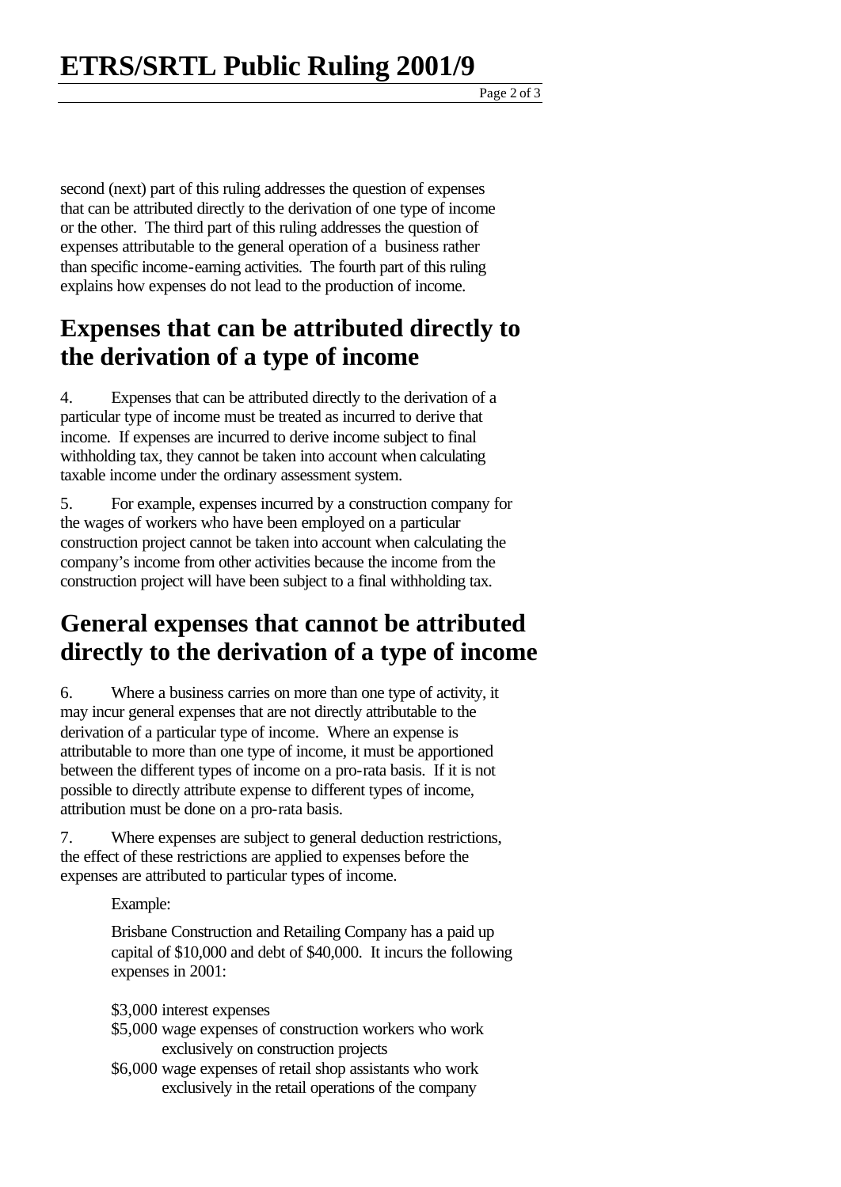second (next) part of this ruling addresses the question of expenses that can be attributed directly to the derivation of one type of income or the other. The third part of this ruling addresses the question of expenses attributable to the general operation of a business rather than specific income-earning activities. The fourth part of this ruling explains how expenses do not lead to the production of income.

## Expenses that can be attributed directly to the derivation of a type of income

4. Expenses that can be attributed directly to the derivation of a particular type of income must be treated as incurred to derive that income. If expenses are incurred to derive income subject to final withholding tax, they cannot be taken into account when calculating taxable income under the ordinary assessment system.

5. For example, expenses incurred by a construction company for the wages of workers who have been employed on a particular construction project cannot be taken into account when calculating the company's income from other activities because the income from the construction project will have been subject to a final withholding tax.

## General expenses that cannot be attributed directly to the derivation of a type of income

6. Where a business carries on more than one type of activity, it may incur general expenses that are not directly attributable to the derivation of a particular type of income. Where an expense is attributable to more than one type of income, it must be apportioned between the different types of income on a pro-rata basis. If it is not possible to directly attribute expense to different types of income, attribution must be done on a pro-rata basis.

7. Where expenses are subject to general deduction restrictions, the effect of these restrictions are applied to expenses before the expenses are attributed to particular types of income.

Example:

Brisbane Construction and Retailing Company has a paid up capital of $10,000 and debt of $40,000. It incurs the following expenses in 2001:

$3,000 interest expenses
$5,000 wage expenses of construction workers who work exclusively on construction projects
$6,000 wage expenses of retail shop assistants who work exclusively in the retail operations of the company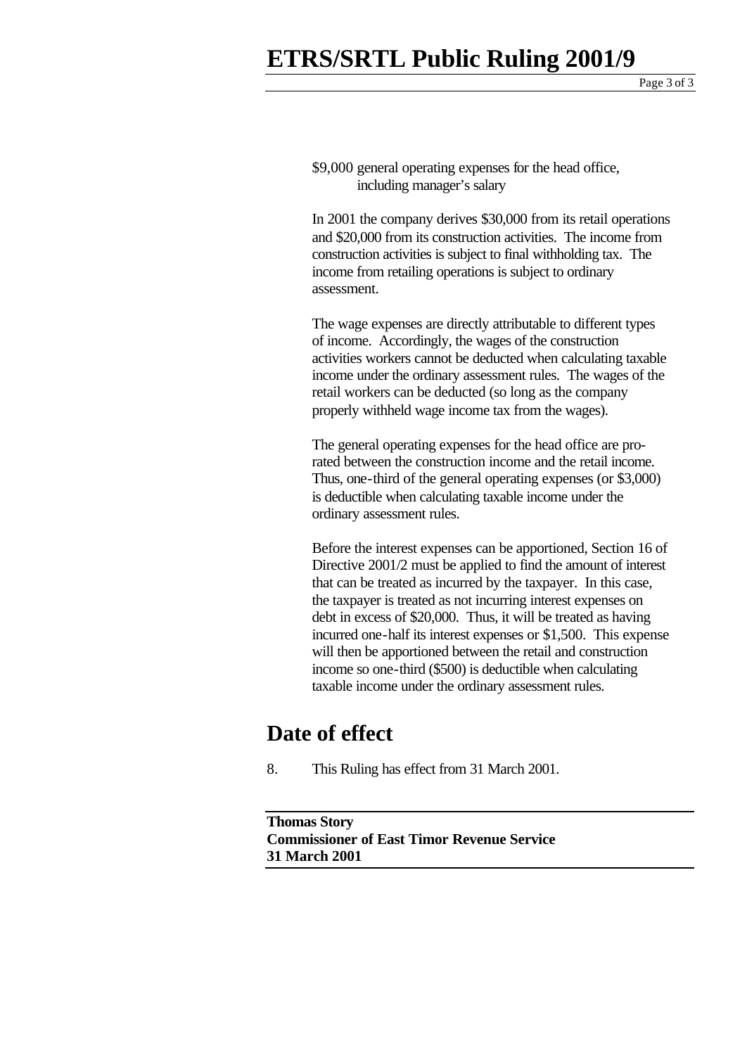$9,000 general operating expenses for the head office, including manager's salary

In 2001 the company derives $30,000 from its retail operations and $20,000 from its construction activities. The income from construction activities is subject to final withholding tax. The income from retailing operations is subject to ordinary assessment.

The wage expenses are directly attributable to different types of income. Accordingly, the wages of the construction activities workers cannot be deducted when calculating taxable income under the ordinary assessment rules. The wages of the retail workers can be deducted (so long as the company properly withheld wage income tax from the wages).

The general operating expenses for the head office are pro-rated between the construction income and the retail income. Thus, one-third of the general operating expenses (or $3,000) is deductible when calculating taxable income under the ordinary assessment rules.

Before the interest expenses can be apportioned, Section 16 of Directive 2001/2 must be applied to find the amount of interest that can be treated as incurred by the taxpayer. In this case, the taxpayer is treated as not incurring interest expenses on debt in excess of $20,000. Thus, it will be treated as having incurred one-half its interest expenses or $1,500. This expense will then be apportioned between the retail and construction income so one-third ($500) is deductible when calculating taxable income under the ordinary assessment rules.

## Date of effect

8. This Ruling has effect from 31 March 2001.

**Thomas Story**
**Commissioner of East Timor Revenue Service**
**31 March 2001**